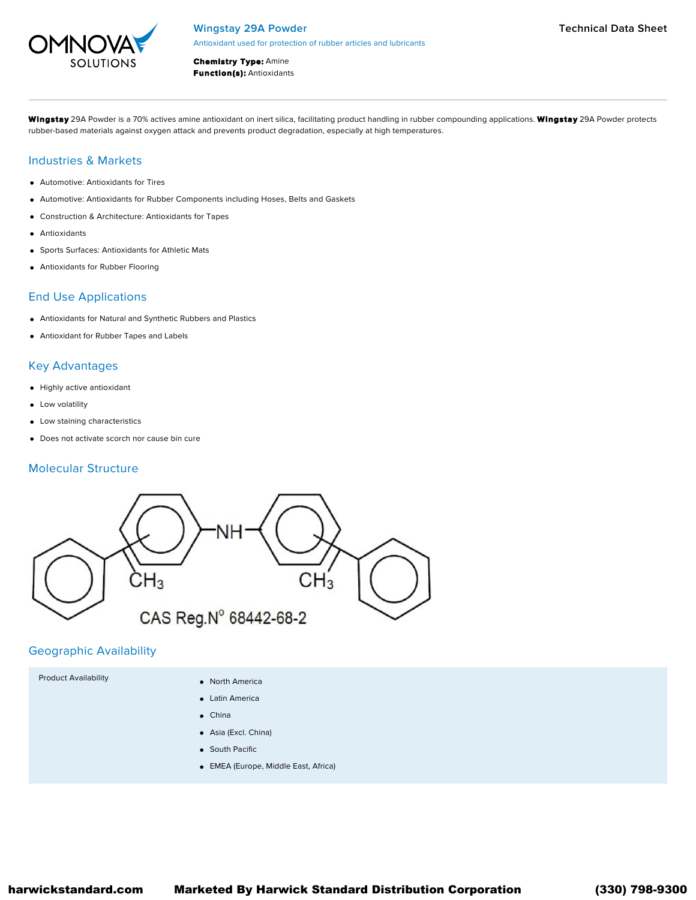OMNOVA SOLUTIONS

# Wingstay 29A Powder

Antioxidant used for protection of rubber articles and lubricants

**Chemistry Type:** Amine
**Function(s):** Antioxidants

Technical Data Sheet

**Wingstay** 29A Powder is a 70% actives amine antioxidant on inert silica, facilitating product handling in rubber compounding applications. **Wingstay** 29A Powder protects rubber-based materials against oxygen attack and prevents product degradation, especially at high temperatures.

## Industries & Markets

- Automotive: Antioxidants for Tires
- Automotive: Antioxidants for Rubber Components including Hoses, Belts and Gaskets
- Construction & Architecture: Antioxidants for Tapes
- Antioxidants
- Sports Surfaces: Antioxidants for Athletic Mats
- Antioxidants for Rubber Flooring

## End Use Applications

- Antioxidants for Natural and Synthetic Rubbers and Plastics
- Antioxidant for Rubber Tapes and Labels

## Key Advantages

- Highly active antioxidant
- Low volatility
- Low staining characteristics
- Does not activate scorch nor cause bin cure

## Molecular Structure

NH, $CH_3$, $CH_3$

CAS Reg.N° 68442-68-2

## Geographic Availability

| Product Availability | |
| --- | --- |
| | North America<br>Latin America<br>China<br>Asia (Excl. China)<br>South Pacific<br>EMEA (Europe, Middle East, Africa) |

harwickstandard.com Marketed By Harwick Standard Distribution Corporation (330) 798-9300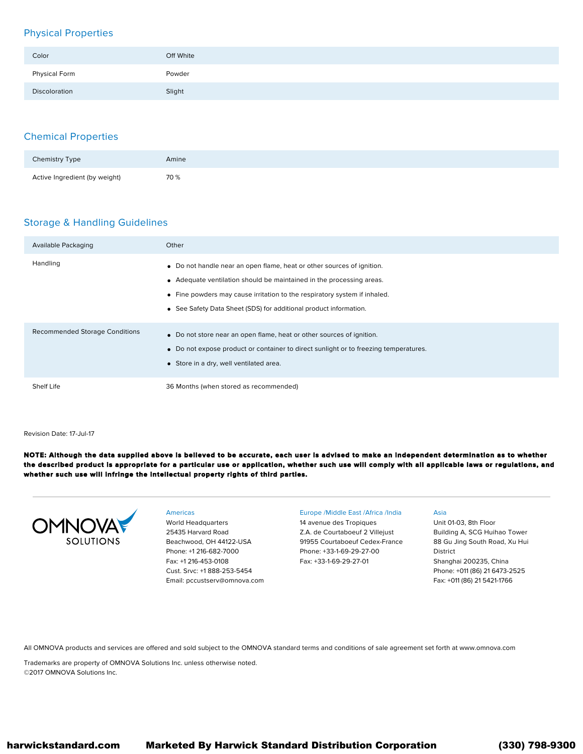## Physical Properties

| | |
|---|---|
| Color | Off White |
| Physical Form | Powder |
| Discoloration | Slight |

## Chemical Properties

| | |
|---|---|
| Chemistry Type | Amine |
| Active Ingredient (by weight) | 70 % |

## Storage & Handling Guidelines

| | |
|---|---|
| Available Packaging | Other |
| Handling | • Do not handle near an open flame, heat or other sources of ignition.<br>• Adequate ventilation should be maintained in the processing areas.<br>• Fine powders may cause irritation to the respiratory system if inhaled.<br>• See Safety Data Sheet (SDS) for additional product information. |
| Recommended Storage Conditions | • Do not store near an open flame, heat or other sources of ignition.<br>• Do not expose product or container to direct sunlight or to freezing temperatures.<br>• Store in a dry, well ventilated area. |
| Shelf Life | 36 Months (when stored as recommended) |

Revision Date: 17-Jul-17

**NOTE: Although the data supplied above is believed to be accurate, each user is advised to make an independent determination as to whether the described product is appropriate for a particular use or application, whether such use will comply with all applicable laws or regulations, and whether such use will infringe the intellectual property rights of third parties.**

OMNOVA SOLUTIONS

**Americas**
World Headquarters
25435 Harvard Road
Beachwood, OH 44122-USA
Phone: +1 216-682-7000
Fax: +1 216-453-0108
Cust. Srvc: +1 888-253-5454
Email: pccustserv@omnova.com

**Europe /Middle East /Africa /India**
14 avenue des Tropiques
Z.A. de Courtaboeuf 2 Villejust
91955 Courtaboeuf Cedex-France
Phone: +33-1-69-29-27-00
Fax: +33-1-69-29-27-01

**Asia**
Unit 01-03, 8th Floor
Building A, SCG Huihao Tower
88 Gu Jing South Road, Xu Hui District
Shanghai 200235, China
Phone: +011 (86) 21 6473-2525
Fax: +011 (86) 21 5421-1766

All OMNOVA products and services are offered and sold subject to the OMNOVA standard terms and conditions of sale agreement set forth at www.omnova.com

Trademarks are property of OMNOVA Solutions Inc. unless otherwise noted.
©2017 OMNOVA Solutions Inc.

**harwickstandard.com** **Marketed By Harwick Standard Distribution Corporation** **(330) 798-9300**